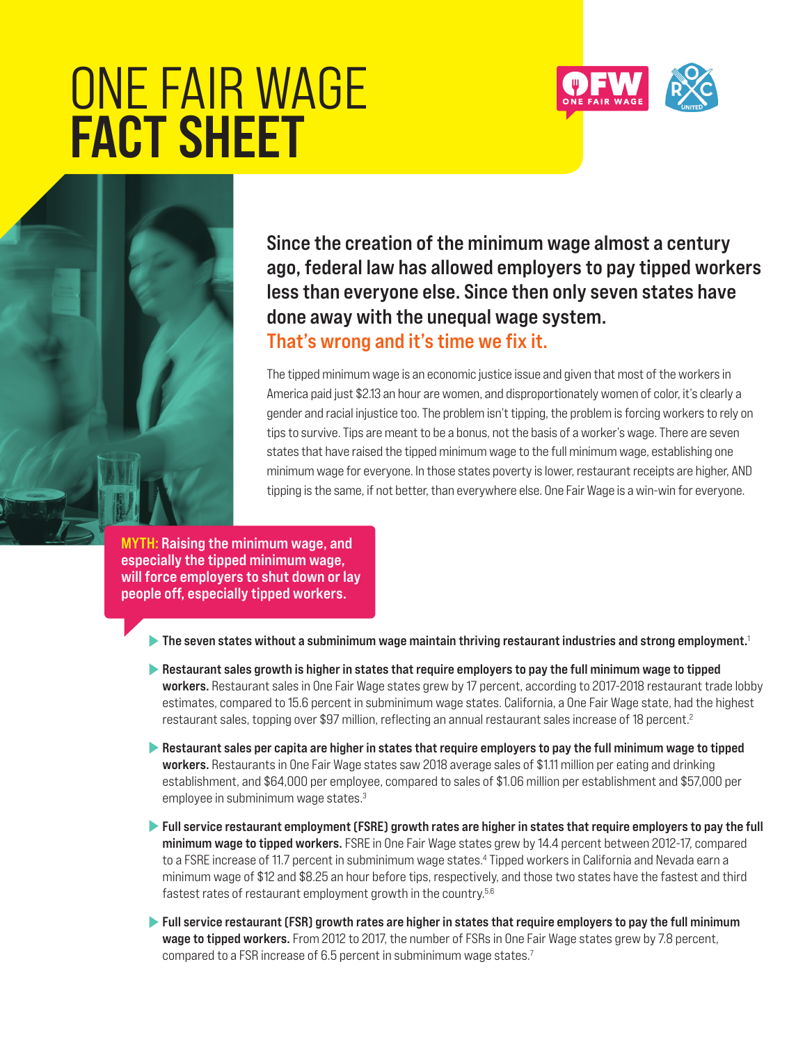# ONE FAIR WAGE **FACT SHEET**

**Since the creation of the minimum wage almost a century ago, federal law has allowed employers to pay tipped workers less than everyone else. Since then only seven states have done away with the unequal wage system.**
**That's wrong and it's time we fix it.**

The tipped minimum wage is an economic justice issue and given that most of the workers in America paid just $2.13 an hour are women, and disproportionately women of color, it's clearly a gender and racial injustice too. The problem isn't tipping, the problem is forcing workers to rely on tips to survive. Tips are meant to be a bonus, not the basis of a worker's wage. There are seven states that have raised the tipped minimum wage to the full minimum wage, establishing one minimum wage for everyone. In those states poverty is lower, restaurant receipts are higher, AND tipping is the same, if not better, than everywhere else. One Fair Wage is a win-win for everyone.

**MYTH: Raising the minimum wage, and especially the tipped minimum wage, will force employers to shut down or lay people off, especially tipped workers.**

- **The seven states without a subminimum wage maintain thriving restaurant industries and strong employment.**[1]
- **Restaurant sales growth is higher in states that require employers to pay the full minimum wage to tipped workers.** Restaurant sales in One Fair Wage states grew by 17 percent, according to 2017-2018 restaurant trade lobby estimates, compared to 15.6 percent in subminimum wage states. California, a One Fair Wage state, had the highest restaurant sales, topping over $97 million, reflecting an annual restaurant sales increase of 18 percent.[2]
- **Restaurant sales per capita are higher in states that require employers to pay the full minimum wage to tipped workers.** Restaurants in One Fair Wage states saw 2018 average sales of $1.11 million per eating and drinking establishment, and $64,000 per employee, compared to sales of $1.06 million per establishment and $57,000 per employee in subminimum wage states.[3]
- **Full service restaurant employment (FSRE) growth rates are higher in states that require employers to pay the full minimum wage to tipped workers.** FSRE in One Fair Wage states grew by 14.4 percent between 2012-17, compared to a FSRE increase of 11.7 percent in subminimum wage states.[4] Tipped workers in California and Nevada earn a minimum wage of $12 and $8.25 an hour before tips, respectively, and those two states have the fastest and third fastest rates of restaurant employment growth in the country.[5,6]
- **Full service restaurant (FSR) growth rates are higher in states that require employers to pay the full minimum wage to tipped workers.** From 2012 to 2017, the number of FSRs in One Fair Wage states grew by 7.8 percent, compared to a FSR increase of 6.5 percent in subminimum wage states.[7]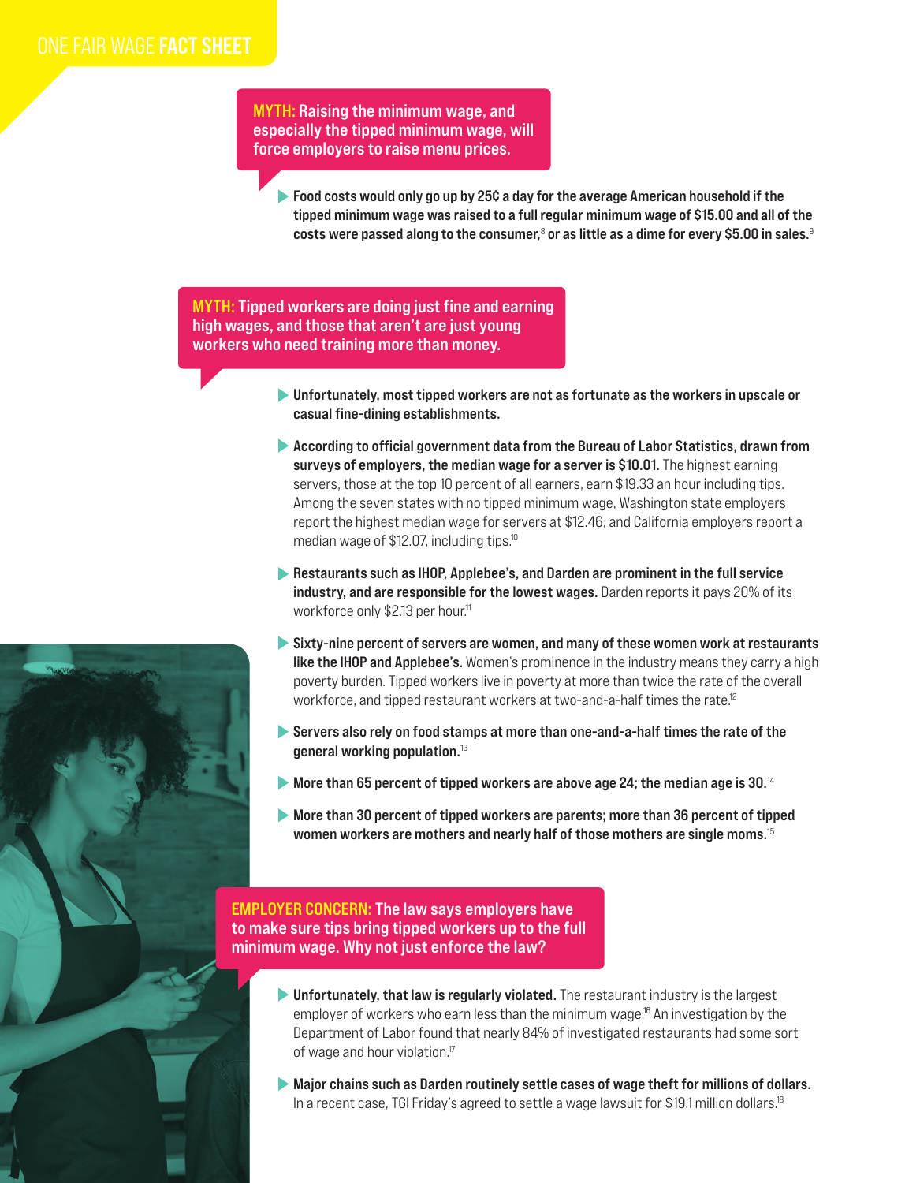**MYTH: Raising the minimum wage, and especially the tipped minimum wage, will force employers to raise menu prices.**

- **Food costs would only go up by 25¢ a day for the average American household if the tipped minimum wage was raised to a full regular minimum wage of $15.00 and all of the costs were passed along to the consumer,[8] or as little as a dime for every $5.00 in sales.[9]**

**MYTH: Tipped workers are doing just fine and earning high wages, and those that aren't are just young workers who need training more than money.**

- **Unfortunately, most tipped workers are not as fortunate as the workers in upscale or casual fine-dining establishments.**
- **According to official government data from the Bureau of Labor Statistics, drawn from surveys of employers, the median wage for a server is $10.01.** The highest earning servers, those at the top 10 percent of all earners, earn $19.33 an hour including tips. Among the seven states with no tipped minimum wage, Washington state employers report the highest median wage for servers at $12.46, and California employers report a median wage of $12.07, including tips.[10]
- **Restaurants such as IHOP, Applebee's, and Darden are prominent in the full service industry, and are responsible for the lowest wages.** Darden reports it pays 20% of its workforce only $2.13 per hour.[11]
- **Sixty-nine percent of servers are women, and many of these women work at restaurants like the IHOP and Applebee's.** Women's prominence in the industry means they carry a high poverty burden. Tipped workers live in poverty at more than twice the rate of the overall workforce, and tipped restaurant workers at two-and-a-half times the rate.[12]
- **Servers also rely on food stamps at more than one-and-a-half times the rate of the general working population.[13]**
- **More than 65 percent of tipped workers are above age 24; the median age is 30.[14]**
- **More than 30 percent of tipped workers are parents; more than 36 percent of tipped women workers are mothers and nearly half of those mothers are single moms.[15]**

**EMPLOYER CONCERN: The law says employers have to make sure tips bring tipped workers up to the full minimum wage. Why not just enforce the law?**

- **Unfortunately, that law is regularly violated.** The restaurant industry is the largest employer of workers who earn less than the minimum wage.[16] An investigation by the Department of Labor found that nearly 84% of investigated restaurants had some sort of wage and hour violation.[17]
- **Major chains such as Darden routinely settle cases of wage theft for millions of dollars.** In a recent case, TGI Friday's agreed to settle a wage lawsuit for $19.1 million dollars.[18]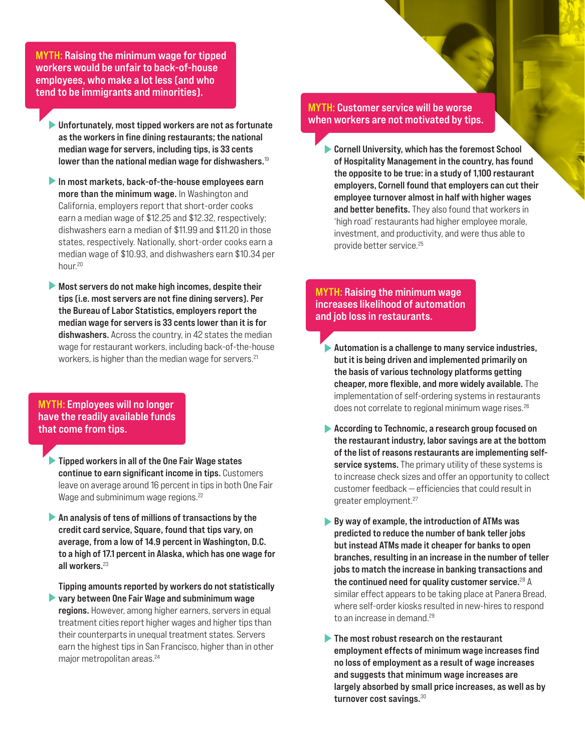**MYTH: Raising the minimum wage for tipped workers would be unfair to back-of-house employees, who make a lot less (and who tend to be immigrants and minorities).**

- **Unfortunately, most tipped workers are not as fortunate as the workers in fine dining restaurants; the national median wage for servers, including tips, is 33 cents lower than the national median wage for dishwashers.**[19]

- **In most markets, back-of-the-house employees earn more than the minimum wage.** In Washington and California, employers report that short-order cooks earn a median wage of $12.25 and $12.32, respectively; dishwashers earn a median of $11.99 and $11.20 in those states, respectively. Nationally, short-order cooks earn a median wage of $10.93, and dishwashers earn $10.34 per hour.[20]

- **Most servers do not make high incomes, despite their tips (i.e. most servers are not fine dining servers). Per the Bureau of Labor Statistics, employers report the median wage for servers is 33 cents lower than it is for dishwashers.** Across the country, in 42 states the median wage for restaurant workers, including back-of-the-house workers, is higher than the median wage for servers.[21]

**MYTH: Employees will no longer have the readily available funds that come from tips.**

- **Tipped workers in all of the One Fair Wage states continue to earn significant income in tips.** Customers leave on average around 16 percent in tips in both One Fair Wage and subminimum wage regions.[22]

- **An analysis of tens of millions of transactions by the credit card service, Square, found that tips vary, on average, from a low of 14.9 percent in Washington, D.C. to a high of 17.1 percent in Alaska, which has one wage for all workers.**[23]

- **Tipping amounts reported by workers do not statistically vary between One Fair Wage and subminimum wage regions.** However, among higher earners, servers in equal treatment cities report higher wages and higher tips than their counterparts in unequal treatment states. Servers earn the highest tips in San Francisco, higher than in other major metropolitan areas.[24]

**MYTH: Customer service will be worse when workers are not motivated by tips.**

- **Cornell University, which has the foremost School of Hospitality Management in the country, has found the opposite to be true: in a study of 1,100 restaurant employers, Cornell found that employers can cut their employee turnover almost in half with higher wages and better benefits.** They also found that workers in 'high road' restaurants had higher employee morale, investment, and productivity, and were thus able to provide better service.[25]

**MYTH: Raising the minimum wage increases likelihood of automation and job loss in restaurants.**

- **Automation is a challenge to many service industries, but it is being driven and implemented primarily on the basis of various technology platforms getting cheaper, more flexible, and more widely available.** The implementation of self-ordering systems in restaurants does not correlate to regional minimum wage rises.[26]

- **According to Technomic, a research group focused on the restaurant industry, labor savings are at the bottom of the list of reasons restaurants are implementing self-service systems.** The primary utility of these systems is to increase check sizes and offer an opportunity to collect customer feedback — efficiencies that could result in greater employment.[27]

- **By way of example, the introduction of ATMs was predicted to reduce the number of bank teller jobs but instead ATMs made it cheaper for banks to open branches, resulting in an increase in the number of teller jobs to match the increase in banking transactions and the continued need for quality customer service.**[28] A similar effect appears to be taking place at Panera Bread, where self-order kiosks resulted in new-hires to respond to an increase in demand.[29]

- **The most robust research on the restaurant employment effects of minimum wage increases find no loss of employment as a result of wage increases and suggests that minimum wage increases are largely absorbed by small price increases, as well as by turnover cost savings.**[30]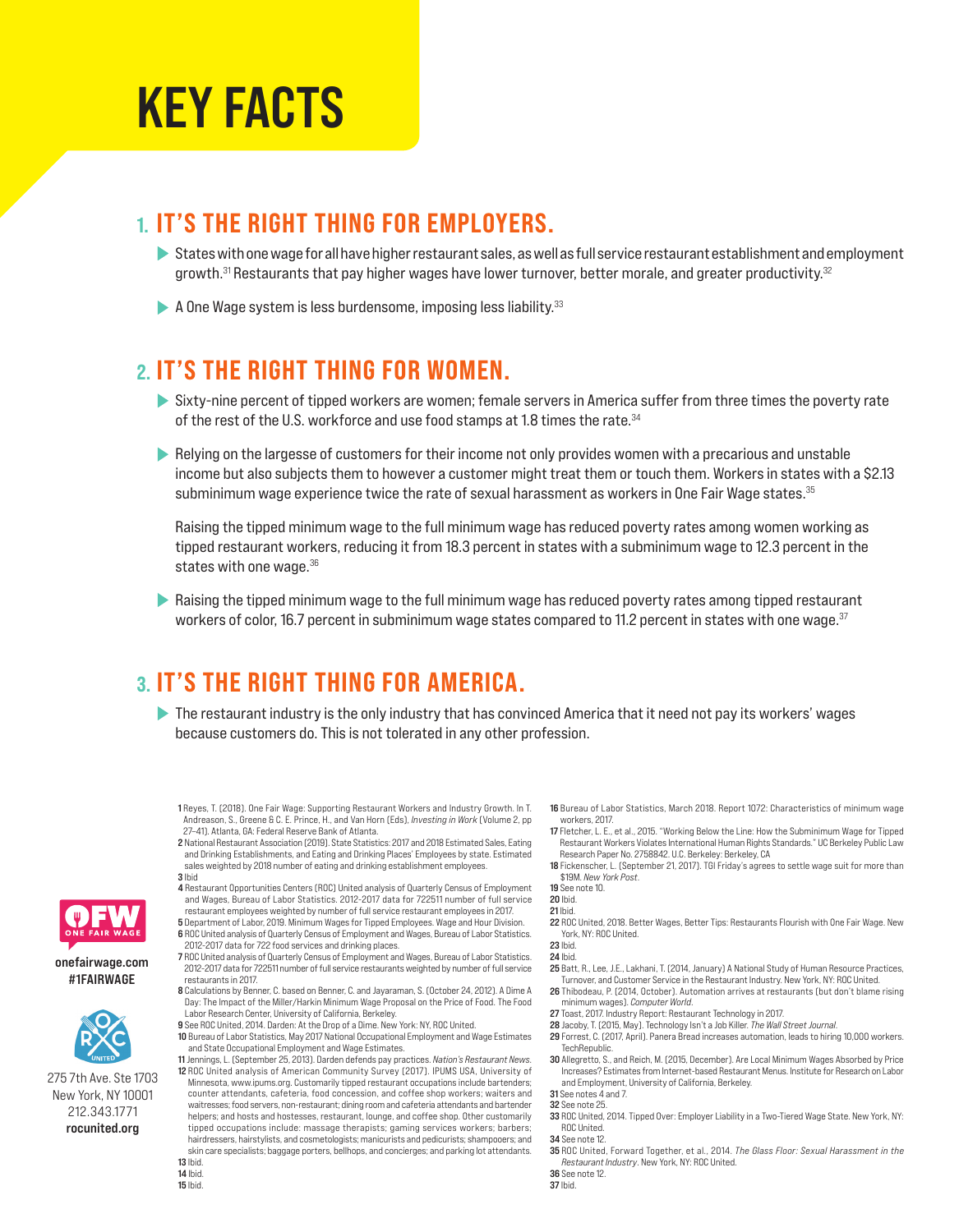# KEY FACTS

## 1. IT'S THE RIGHT THING FOR EMPLOYERS.

- States with one wage for all have higher restaurant sales, as well as full service restaurant establishment and employment growth.[31] Restaurants that pay higher wages have lower turnover, better morale, and greater productivity.[32]
- A One Wage system is less burdensome, imposing less liability.[33]

## 2. IT'S THE RIGHT THING FOR WOMEN.

- Sixty-nine percent of tipped workers are women; female servers in America suffer from three times the poverty rate of the rest of the U.S. workforce and use food stamps at 1.8 times the rate.[34]
- Relying on the largesse of customers for their income not only provides women with a precarious and unstable income but also subjects them to however a customer might treat them or touch them. Workers in states with a $2.13 subminimum wage experience twice the rate of sexual harassment as workers in One Fair Wage states.[35]

  Raising the tipped minimum wage to the full minimum wage has reduced poverty rates among women working as tipped restaurant workers, reducing it from 18.3 percent in states with a subminimum wage to 12.3 percent in the states with one wage.[36]
- Raising the tipped minimum wage to the full minimum wage has reduced poverty rates among tipped restaurant workers of color, 16.7 percent in subminimum wage states compared to 11.2 percent in states with one wage.[37]

## 3. IT'S THE RIGHT THING FOR AMERICA.

- The restaurant industry is the only industry that has convinced America that it need not pay its workers' wages because customers do. This is not tolerated in any other profession.

**1** Reyes, T. (2018). One Fair Wage: Supporting Restaurant Workers and Industry Growth. In T. Andreason, S., Greene & C. E. Prince, H., and Van Horn (Eds), *Investing in Work* (Volume 2, pp 27–41). Atlanta, GA: Federal Reserve Bank of Atlanta.
**2** National Restaurant Association (2019). State Statistics: 2017 and 2018 Estimated Sales, Eating and Drinking Establishments, and Eating and Drinking Places' Employees by state. Estimated sales weighted by 2018 number of eating and drinking establishment employees.
**3** Ibid
**4** Restaurant Opportunities Centers (ROC) United analysis of Quarterly Census of Employment and Wages, Bureau of Labor Statistics. 2012-2017 data for 722511 number of full service restaurant employees weighted by number of full service restaurant employees in 2017.
**5** Department of Labor, 2019. Minimum Wages for Tipped Employees. Wage and Hour Division.
**6** ROC United analysis of Quarterly Census of Employment and Wages, Bureau of Labor Statistics. 2012-2017 data for 722 food services and drinking places.
**7** ROC United analysis of Quarterly Census of Employment and Wages, Bureau of Labor Statistics. 2012-2017 data for 722511 number of full service restaurants weighted by number of full service restaurants in 2017.
**8** Calculations by Benner, C. based on Benner, C. and Jayaraman, S. (October 24, 2012). A Dime A Day: The Impact of the Miller/Harkin Minimum Wage Proposal on the Price of Food. The Food Labor Research Center, University of California, Berkeley.
**9** See ROC United, 2014. Darden: At the Drop of a Dime. New York: NY, ROC United.
**10** Bureau of Labor Statistics, May 2017 National Occupational Employment and Wage Estimates and State Occupational Employment and Wage Estimates.
**11** Jennings, L. (September 25, 2013). Darden defends pay practices. *Nation's Restaurant News*.
**12** ROC United analysis of American Community Survey (2017). IPUMS USA, University of Minnesota, www.ipums.org. Customarily tipped restaurant occupations include bartenders; counter attendants, cafeteria, food concession, and coffee shop workers; waiters and waitresses; food servers, non-restaurant; dining room and cafeteria attendants and bartender helpers; and hosts and hostesses, restaurant, lounge, and coffee shop. Other customarily tipped occupations include: massage therapists; gaming services workers; barbers; hairdressers, hairstylists, and cosmetologists; manicurists and pedicurists; shampooers; and skin care specialists; baggage porters, bellhops, and concierges; and parking lot attendants.
**13** Ibid.
**14** Ibid.
**15** Ibid.
**16** Bureau of Labor Statistics, March 2018. Report 1072: Characteristics of minimum wage workers, 2017.
**17** Fletcher, L. E., et al., 2015. "Working Below the Line: How the Subminimum Wage for Tipped Restaurant Workers Violates International Human Rights Standards." UC Berkeley Public Law Research Paper No. 2758842. U.C. Berkeley: Berkeley, CA
**18** Fickenscher, L. (September 21, 2017). TGI Friday's agrees to settle wage suit for more than $19M. *New York Post*.
**19** See note 10.
**20** Ibid.
**21** Ibid.
**22** ROC United, 2018. Better Wages, Better Tips: Restaurants Flourish with One Fair Wage. New York, NY: ROC United.
**23** Ibid.
**24** Ibid.
**25** Batt, R., Lee, J.E., Lakhani, T. (2014, January) A National Study of Human Resource Practices, Turnover, and Customer Service in the Restaurant Industry. New York, NY: ROC United.
**26** Thibodeau, P. (2014, October). Automation arrives at restaurants (but don't blame rising minimum wages). *Computer World*.
**27** Toast, 2017. Industry Report: Restaurant Technology in 2017.
**28** Jacoby, T. (2015, May). Technology Isn't a Job Killer. *The Wall Street Journal*.
**29** Forrest, C. (2017, April). Panera Bread increases automation, leads to hiring 10,000 workers. TechRepublic.
**30** Allegretto, S., and Reich, M. (2015, December). Are Local Minimum Wages Absorbed by Price Increases? Estimates from Internet-based Restaurant Menus. Institute for Research on Labor and Employment, University of California, Berkeley.
**31** See notes 4 and 7.
**32** See note 25.
**33** ROC United, 2014. Tipped Over: Employer Liability in a Two-Tiered Wage State. New York, NY: ROC United.
**34** See note 12.
**35** ROC United, Forward Together, et al., 2014. *The Glass Floor: Sexual Harassment in the Restaurant Industry*. New York, NY: ROC United.
**36** See note 12.
**37** Ibid.

OFW ONE FAIR WAGE

onefairwage.com
#1FAIRWAGE

ROC UNITED

275 7th Ave. Ste 1703
New York, NY 10001
212.343.1771
rocunited.org